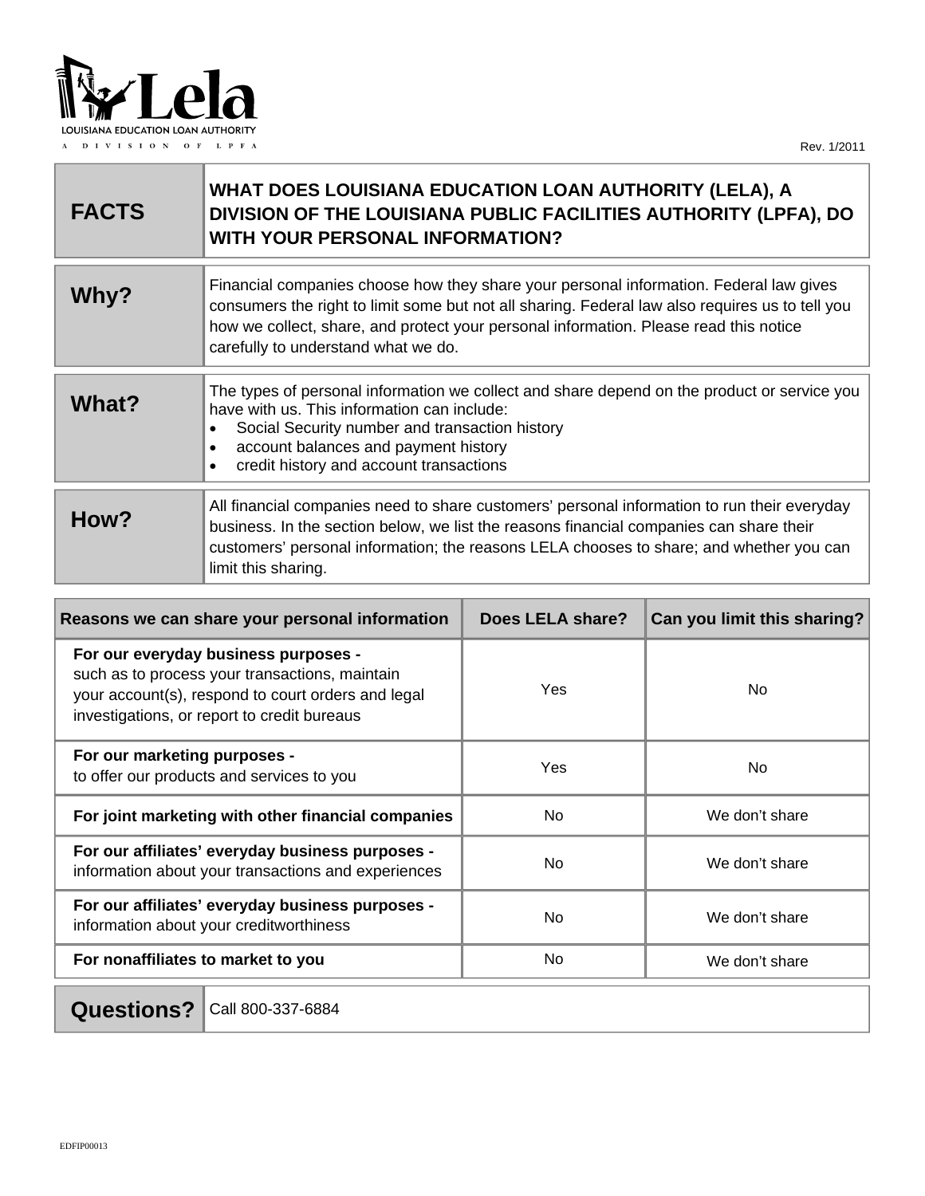Lela

LOUISIANA EDUCATION LOAN AUTHORITY

A DIVISION OF LPFA

Rev. 1/2011

| **FACTS** | **WHAT DOES LOUISIANA EDUCATION LOAN AUTHORITY (LELA), A DIVISION OF THE LOUISIANA PUBLIC FACILITIES AUTHORITY (LPFA), DO WITH YOUR PERSONAL INFORMATION?** |
|---|---|
| **Why?** | Financial companies choose how they share your personal information. Federal law gives consumers the right to limit some but not all sharing. Federal law also requires us to tell you how we collect, share, and protect your personal information. Please read this notice carefully to understand what we do. |
| **What?** | The types of personal information we collect and share depend on the product or service you have with us. This information can include:<br>• Social Security number and transaction history<br>• account balances and payment history<br>• credit history and account transactions |
| **How?** | All financial companies need to share customers' personal information to run their everyday business. In the section below, we list the reasons financial companies can share their customers' personal information; the reasons LELA chooses to share; and whether you can limit this sharing. |

| Reasons we can share your personal information | Does LELA share? | Can you limit this sharing? |
|---|---|---|
| **For our everyday business purposes -** such as to process your transactions, maintain your account(s), respond to court orders and legal investigations, or report to credit bureaus | Yes | No |
| **For our marketing purposes -** to offer our products and services to you | Yes | No |
| **For joint marketing with other financial companies** | No | We don't share |
| **For our affiliates' everyday business purposes -** information about your transactions and experiences | No | We don't share |
| **For our affiliates' everyday business purposes -** information about your creditworthiness | No | We don't share |
| **For nonaffiliates to market to you** | No | We don't share |

| **Questions?** | Call 800-337-6884 |
|---|---|

EDFIP00013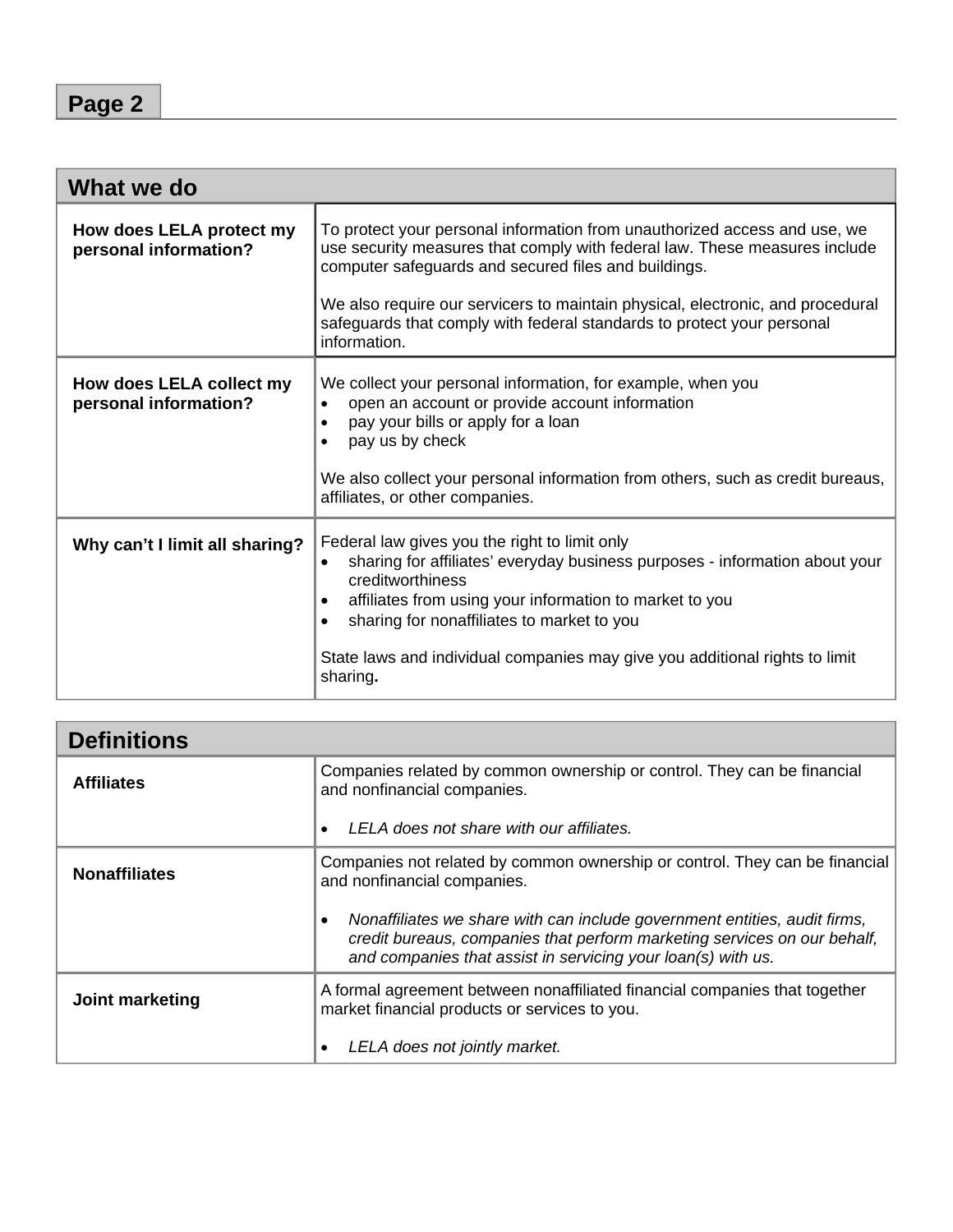| What we do | |
|---|---|
| **How does LELA protect my personal information?** | To protect your personal information from unauthorized access and use, we use security measures that comply with federal law. These measures include computer safeguards and secured files and buildings.<br><br>We also require our servicers to maintain physical, electronic, and procedural safeguards that comply with federal standards to protect your personal information. |
| **How does LELA collect my personal information?** | We collect your personal information, for example, when you<br>• open an account or provide account information<br>• pay your bills or apply for a loan<br>• pay us by check<br><br>We also collect your personal information from others, such as credit bureaus, affiliates, or other companies. |
| **Why can't I limit all sharing?** | Federal law gives you the right to limit only<br>• sharing for affiliates' everyday business purposes - information about your creditworthiness<br>• affiliates from using your information to market to you<br>• sharing for nonaffiliates to market to you<br><br>State laws and individual companies may give you additional rights to limit sharing**.** |

| Definitions | |
|---|---|
| **Affiliates** | Companies related by common ownership or control. They can be financial and nonfinancial companies.<br><br>• *LELA does not share with our affiliates.* |
| **Nonaffiliates** | Companies not related by common ownership or control. They can be financial and nonfinancial companies.<br><br>• *Nonaffiliates we share with can include government entities, audit firms, credit bureaus, companies that perform marketing services on our behalf, and companies that assist in servicing your loan(s) with us.* |
| **Joint marketing** | A formal agreement between nonaffiliated financial companies that together market financial products or services to you.<br><br>• *LELA does not jointly market.* |